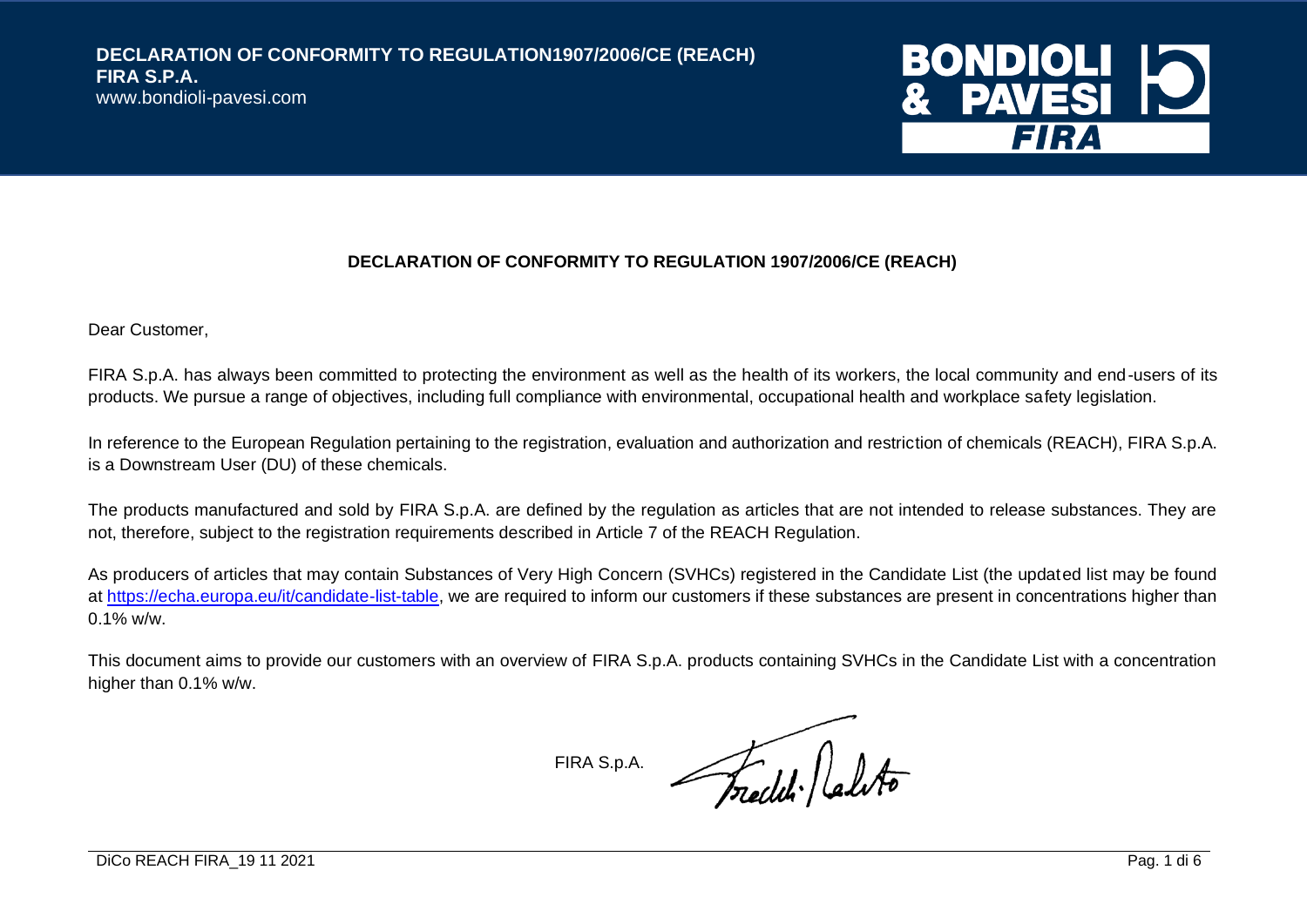**DECLARATION OF CONFORMITY TO REGULATION1907/2006/CE (REACH)**
**FIRA S.P.A.**
www.bondioli-pavesi.com

# DECLARATION OF CONFORMITY TO REGULATION 1907/2006/CE (REACH)

Dear Customer,

FIRA S.p.A. has always been committed to protecting the environment as well as the health of its workers, the local community and end-users of its products. We pursue a range of objectives, including full compliance with environmental, occupational health and workplace safety legislation.

In reference to the European Regulation pertaining to the registration, evaluation and authorization and restriction of chemicals (REACH), FIRA S.p.A. is a Downstream User (DU) of these chemicals.

The products manufactured and sold by FIRA S.p.A. are defined by the regulation as articles that are not intended to release substances. They are not, therefore, subject to the registration requirements described in Article 7 of the REACH Regulation.

As producers of articles that may contain Substances of Very High Concern (SVHCs) registered in the Candidate List (the updated list may be found at https://echa.europa.eu/it/candidate-list-table, we are required to inform our customers if these substances are present in concentrations higher than 0.1% w/w.

This document aims to provide our customers with an overview of FIRA S.p.A. products containing SVHCs in the Candidate List with a concentration higher than 0.1% w/w.

FIRA S.p.A.

DiCo REACH FIRA_19 11 2021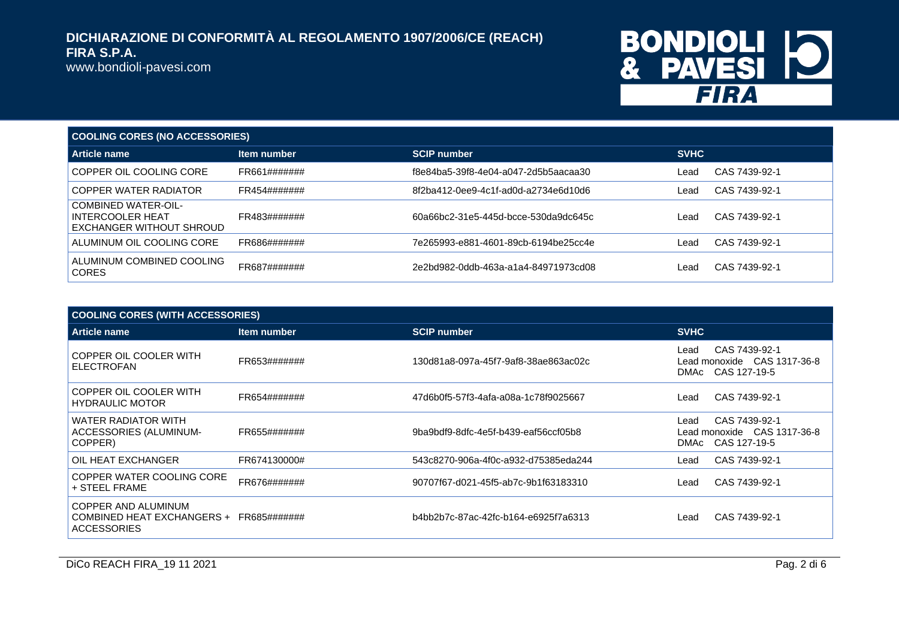| COOLING CORES (NO ACCESSORIES) | | | |
|---|---|---|---|
| **Article name** | **Item number** | **SCIP number** | **SVHC** |
| COPPER OIL COOLING CORE | FR661####### | f8e84ba5-39f8-4e04-a047-2d5b5aacaa30 | Lead CAS 7439-92-1 |
| COPPER WATER RADIATOR | FR454####### | 8f2ba412-0ee9-4c1f-ad0d-a2734e6d10d6 | Lead CAS 7439-92-1 |
| COMBINED WATER-OIL-INTERCOOLER HEAT EXCHANGER WITHOUT SHROUD | FR483####### | 60a66bc2-31e5-445d-bcce-530da9dc645c | Lead CAS 7439-92-1 |
| ALUMINUM OIL COOLING CORE | FR686####### | 7e265993-e881-4601-89cb-6194be25cc4e | Lead CAS 7439-92-1 |
| ALUMINUM COMBINED COOLING CORES | FR687####### | 2e2bd982-0ddb-463a-a1a4-84971973cd08 | Lead CAS 7439-92-1 |

| COOLING CORES (WITH ACCESSORIES) | | | |
|---|---|---|---|
| **Article name** | **Item number** | **SCIP number** | **SVHC** |
| COPPER OIL COOLER WITH ELECTROFAN | FR653####### | 130d81a8-097a-45f7-9af8-38ae863ac02c | Lead CAS 7439-92-1<br>Lead monoxide CAS 1317-36-8<br>DMAc CAS 127-19-5 |
| COPPER OIL COOLER WITH HYDRAULIC MOTOR | FR654####### | 47d6b0f5-57f3-4afa-a08a-1c78f9025667 | Lead CAS 7439-92-1 |
| WATER RADIATOR WITH ACCESSORIES (ALUMINUM-COPPER) | FR655####### | 9ba9bdf9-8dfc-4e5f-b439-eaf56ccf05b8 | Lead CAS 7439-92-1<br>Lead monoxide CAS 1317-36-8<br>DMAc CAS 127-19-5 |
| OIL HEAT EXCHANGER | FR674130000# | 543c8270-906a-4f0c-a932-d75385eda244 | Lead CAS 7439-92-1 |
| COPPER WATER COOLING CORE + STEEL FRAME | FR676####### | 90707f67-d021-45f5-ab7c-9b1f63183310 | Lead CAS 7439-92-1 |
| COPPER AND ALUMINUM COMBINED HEAT EXCHANGERS + ACCESSORIES | FR685####### | b4bb2b7c-87ac-42fc-b164-e6925f7a6313 | Lead CAS 7439-92-1 |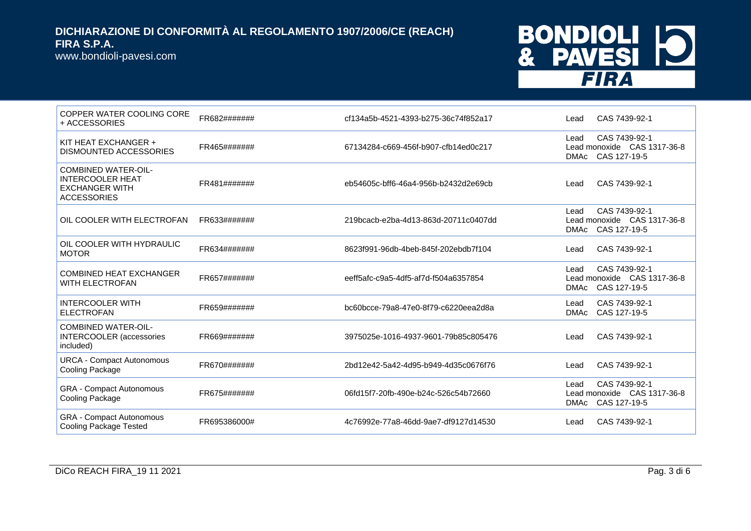| | | | |
|---|---|---|---|
| COPPER WATER COOLING CORE + ACCESSORIES | FR682####### | cf134a5b-4521-4393-b275-36c74f852a17 | Lead CAS 7439-92-1 |
| KIT HEAT EXCHANGER + DISMOUNTED ACCESSORIES | FR465####### | 67134284-c669-456f-b907-cfb14ed0c217 | Lead CAS 7439-92-1<br>Lead monoxide CAS 1317-36-8<br>DMAc CAS 127-19-5 |
| COMBINED WATER-OIL-INTERCOOLER HEAT EXCHANGER WITH ACCESSORIES | FR481####### | eb54605c-bff6-46a4-956b-b2432d2e69cb | Lead CAS 7439-92-1 |
| OIL COOLER WITH ELECTROFAN | FR633####### | 219bcacb-e2ba-4d13-863d-20711c0407dd | Lead CAS 7439-92-1<br>Lead monoxide CAS 1317-36-8<br>DMAc CAS 127-19-5 |
| OIL COOLER WITH HYDRAULIC MOTOR | FR634####### | 8623f991-96db-4beb-845f-202ebdb7f104 | Lead CAS 7439-92-1 |
| COMBINED HEAT EXCHANGER WITH ELECTROFAN | FR657####### | eeff5afc-c9a5-4df5-af7d-f504a6357854 | Lead CAS 7439-92-1<br>Lead monoxide CAS 1317-36-8<br>DMAc CAS 127-19-5 |
| INTERCOOLER WITH ELECTROFAN | FR659####### | bc60bcce-79a8-47e0-8f79-c6220eea2d8a | Lead CAS 7439-92-1<br>DMAc CAS 127-19-5 |
| COMBINED WATER-OIL-INTERCOOLER (accessories included) | FR669####### | 3975025e-1016-4937-9601-79b85c805476 | Lead CAS 7439-92-1 |
| URCA - Compact Autonomous Cooling Package | FR670####### | 2bd12e42-5a42-4d95-b949-4d35c0676f76 | Lead CAS 7439-92-1 |
| GRA - Compact Autonomous Cooling Package | FR675####### | 06fd15f7-20fb-490e-b24c-526c54b72660 | Lead CAS 7439-92-1<br>Lead monoxide CAS 1317-36-8<br>DMAc CAS 127-19-5 |
| GRA - Compact Autonomous Cooling Package Tested | FR695386000# | 4c76992e-77a8-46dd-9ae7-df9127d14530 | Lead CAS 7439-92-1 |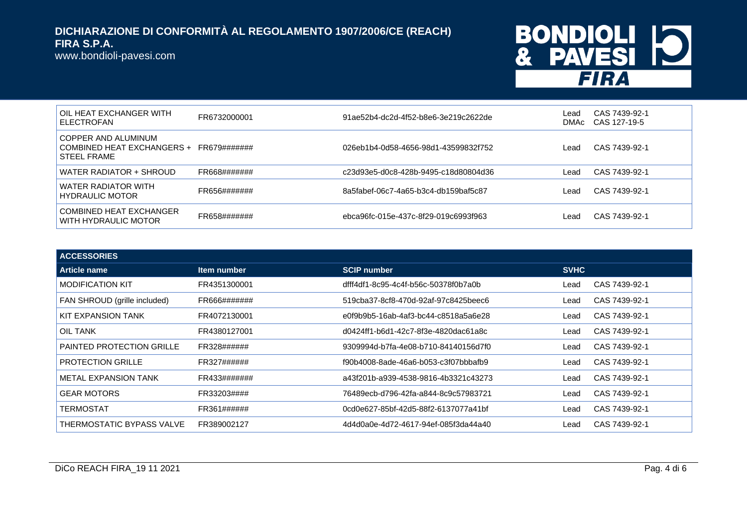| | | | | |
|---|---|---|---|---|
| OIL HEAT EXCHANGER WITH ELECTROFAN | FR6732000001 | 91ae52b4-dc2d-4f52-b8e6-3e219c2622de | Lead<br>DMAc | CAS 7439-92-1<br>CAS 127-19-5 |
| COPPER AND ALUMINUM COMBINED HEAT EXCHANGERS + STEEL FRAME | FR679####### | 026eb1b4-0d58-4656-98d1-43599832f752 | Lead | CAS 7439-92-1 |
| WATER RADIATOR + SHROUD | FR668####### | c23d93e5-d0c8-428b-9495-c18d80804d36 | Lead | CAS 7439-92-1 |
| WATER RADIATOR WITH HYDRAULIC MOTOR | FR656####### | 8a5fabef-06c7-4a65-b3c4-db159baf5c87 | Lead | CAS 7439-92-1 |
| COMBINED HEAT EXCHANGER WITH HYDRAULIC MOTOR | FR658####### | ebca96fc-015e-437c-8f29-019c6993f963 | Lead | CAS 7439-92-1 |

**ACCESSORIES**

| Article name | Item number | SCIP number | SVHC | |
|---|---|---|---|---|
| MODIFICATION KIT | FR4351300001 | dfff4df1-8c95-4c4f-b56c-50378f0b7a0b | Lead | CAS 7439-92-1 |
| FAN SHROUD (grille included) | FR666####### | 519cba37-8cf8-470d-92af-97c8425beec6 | Lead | CAS 7439-92-1 |
| KIT EXPANSION TANK | FR4072130001 | e0f9b9b5-16ab-4af3-bc44-c8518a5a6e28 | Lead | CAS 7439-92-1 |
| OIL TANK | FR4380127001 | d0424ff1-b6d1-42c7-8f3e-4820dac61a8c | Lead | CAS 7439-92-1 |
| PAINTED PROTECTION GRILLE | FR328###### | 9309994d-b7fa-4e08-b710-84140156d7f0 | Lead | CAS 7439-92-1 |
| PROTECTION GRILLE | FR327###### | f90b4008-8ade-46a6-b053-c3f07bbbafb9 | Lead | CAS 7439-92-1 |
| METAL EXPANSION TANK | FR433####### | a43f201b-a939-4538-9816-4b3321c43273 | Lead | CAS 7439-92-1 |
| GEAR MOTORS | FR33203#### | 76489ecb-d796-42fa-a844-8c9c57983721 | Lead | CAS 7439-92-1 |
| TERMOSTAT | FR361###### | 0cd0e627-85bf-42d5-88f2-6137077a41bf | Lead | CAS 7439-92-1 |
| THERMOSTATIC BYPASS VALVE | FR389002127 | 4d4d0a0e-4d72-4617-94ef-085f3da44a40 | Lead | CAS 7439-92-1 |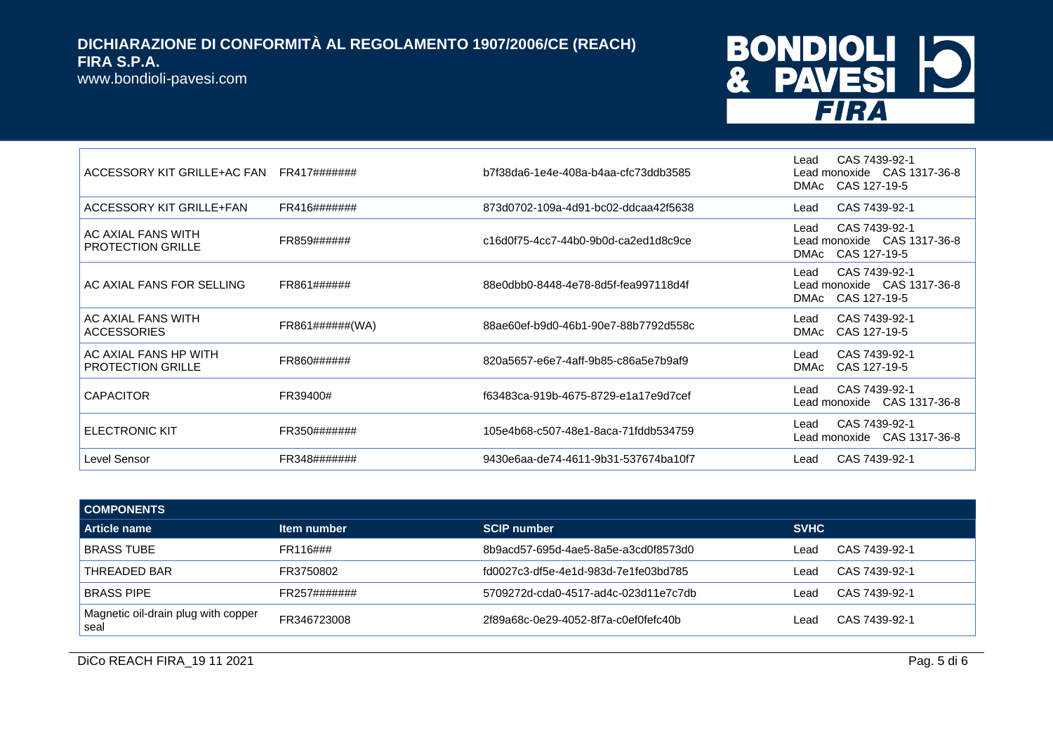| | | | |
|---|---|---|---|
| ACCESSORY KIT GRILLE+AC FAN | FR417####### | b7f38da6-1e4e-408a-b4aa-cfc73ddb3585 | Lead CAS 7439-92-1<br>Lead monoxide CAS 1317-36-8<br>DMAc CAS 127-19-5 |
| ACCESSORY KIT GRILLE+FAN | FR416####### | 873d0702-109a-4d91-bc02-ddcaa42f5638 | Lead CAS 7439-92-1 |
| AC AXIAL FANS WITH PROTECTION GRILLE | FR859###### | c16d0f75-4cc7-44b0-9b0d-ca2ed1d8c9ce | Lead CAS 7439-92-1<br>Lead monoxide CAS 1317-36-8<br>DMAc CAS 127-19-5 |
| AC AXIAL FANS FOR SELLING | FR861###### | 88e0dbb0-8448-4e78-8d5f-fea997118d4f | Lead CAS 7439-92-1<br>Lead monoxide CAS 1317-36-8<br>DMAc CAS 127-19-5 |
| AC AXIAL FANS WITH ACCESSORIES | FR861######(WA) | 88ae60ef-b9d0-46b1-90e7-88b7792d558c | Lead CAS 7439-92-1<br>DMAc CAS 127-19-5 |
| AC AXIAL FANS HP WITH PROTECTION GRILLE | FR860###### | 820a5657-e6e7-4aff-9b85-c86a5e7b9af9 | Lead CAS 7439-92-1<br>DMAc CAS 127-19-5 |
| CAPACITOR | FR39400# | f63483ca-919b-4675-8729-e1a17e9d7cef | Lead CAS 7439-92-1<br>Lead monoxide CAS 1317-36-8 |
| ELECTRONIC KIT | FR350####### | 105e4b68-c507-48e1-8aca-71fddb534759 | Lead CAS 7439-92-1<br>Lead monoxide CAS 1317-36-8 |
| Level Sensor | FR348####### | 9430e6aa-de74-4611-9b31-537674ba10f7 | Lead CAS 7439-92-1 |

**COMPONENTS**

| Article name | Item number | SCIP number | SVHC |
|---|---|---|---|
| BRASS TUBE | FR116### | 8b9acd57-695d-4ae5-8a5e-a3cd0f8573d0 | Lead CAS 7439-92-1 |
| THREADED BAR | FR3750802 | fd0027c3-df5e-4e1d-983d-7e1fe03bd785 | Lead CAS 7439-92-1 |
| BRASS PIPE | FR257####### | 5709272d-cda0-4517-ad4c-023d11e7c7db | Lead CAS 7439-92-1 |
| Magnetic oil-drain plug with copper seal | FR346723008 | 2f89a68c-0e29-4052-8f7a-c0ef0fefc40b | Lead CAS 7439-92-1 |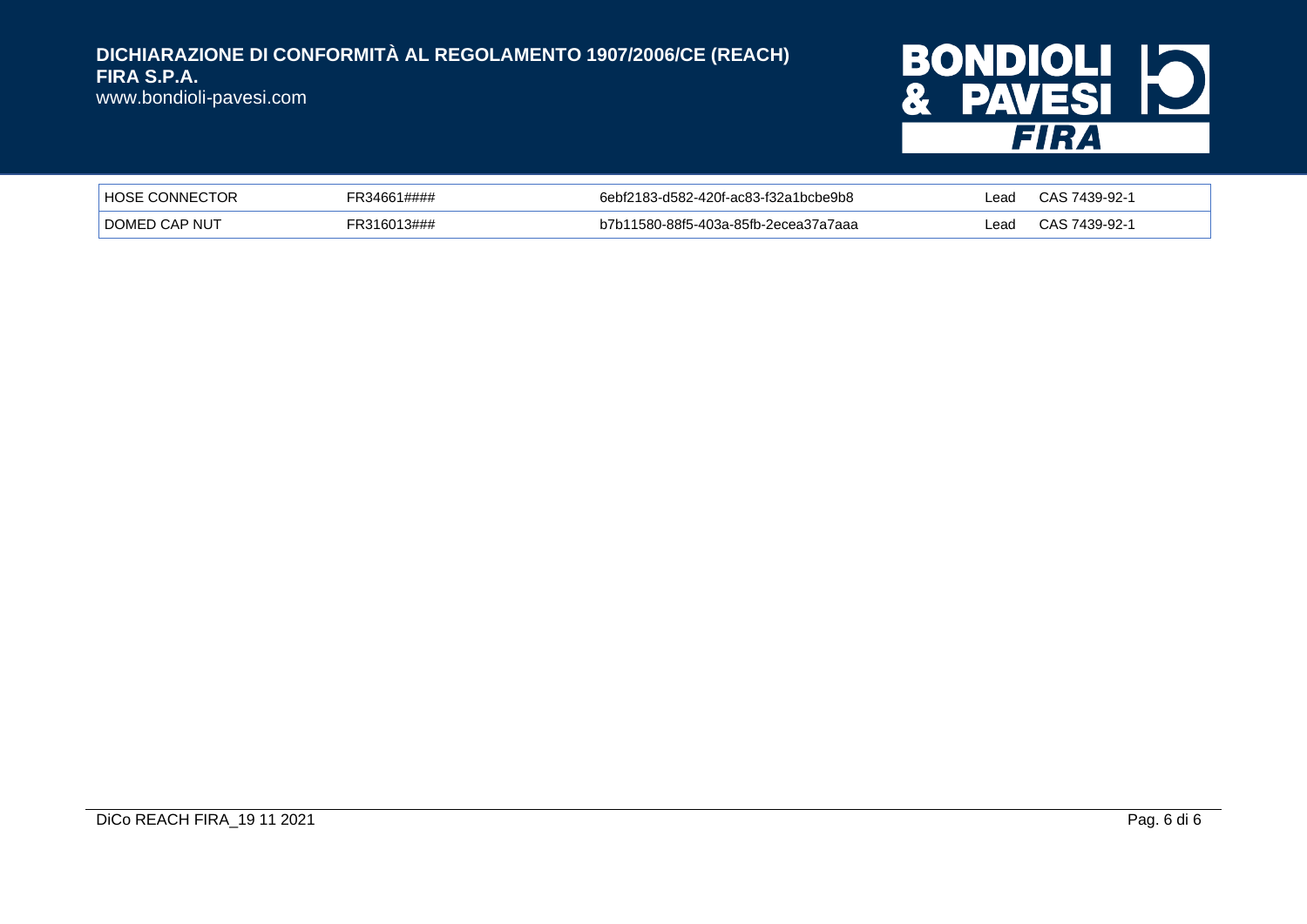| | | | | |
|---|---|---|---|---|
| HOSE CONNECTOR | FR34661#### | 6ebf2183-d582-420f-ac83-f32a1bcbe9b8 | Lead | CAS 7439-92-1 |
| DOMED CAP NUT | FR316013### | b7b11580-88f5-403a-85fb-2ecea37a7aaa | Lead | CAS 7439-92-1 |